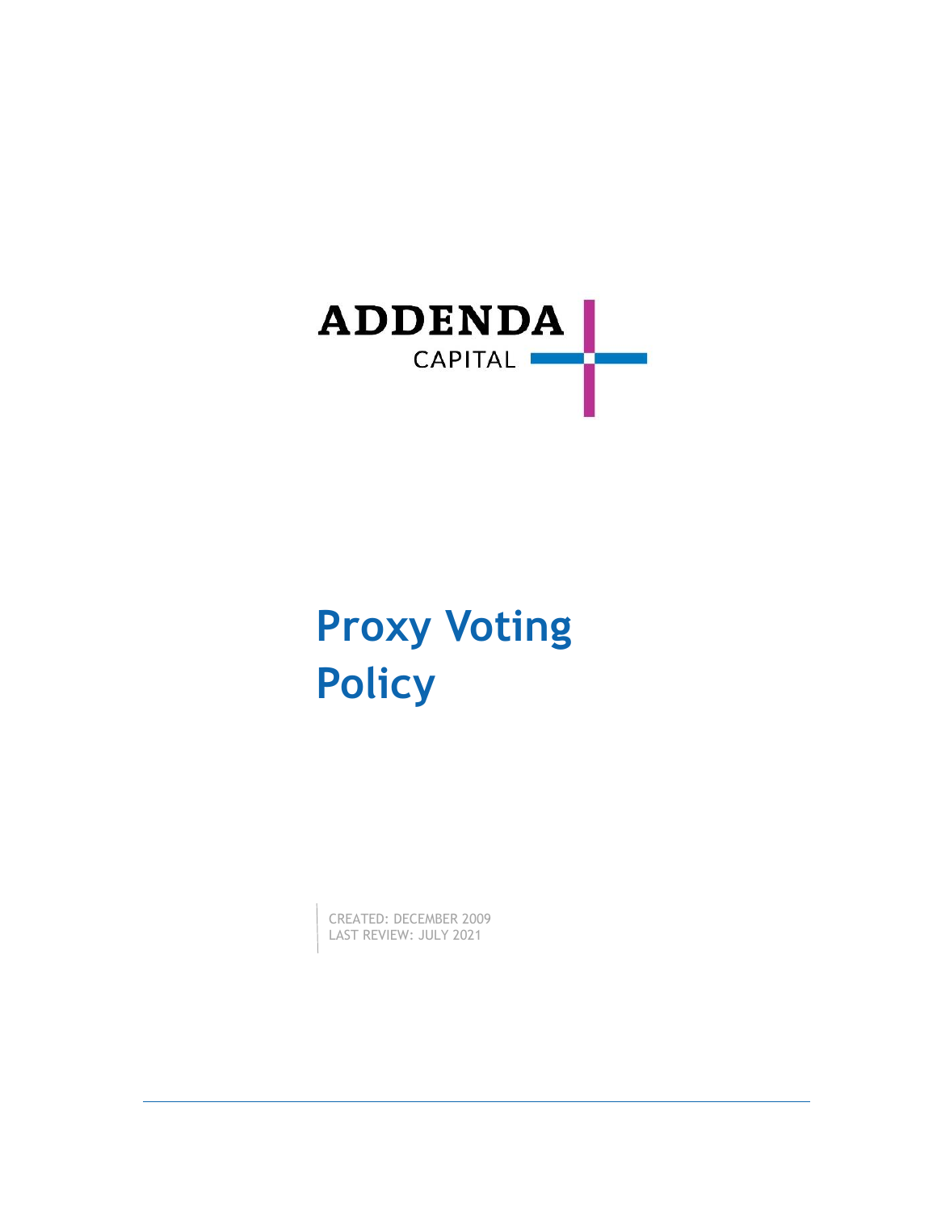ADDENDA
CAPITAL

# Proxy Voting Policy

CREATED: DECEMBER 2009
LAST REVIEW: JULY 2021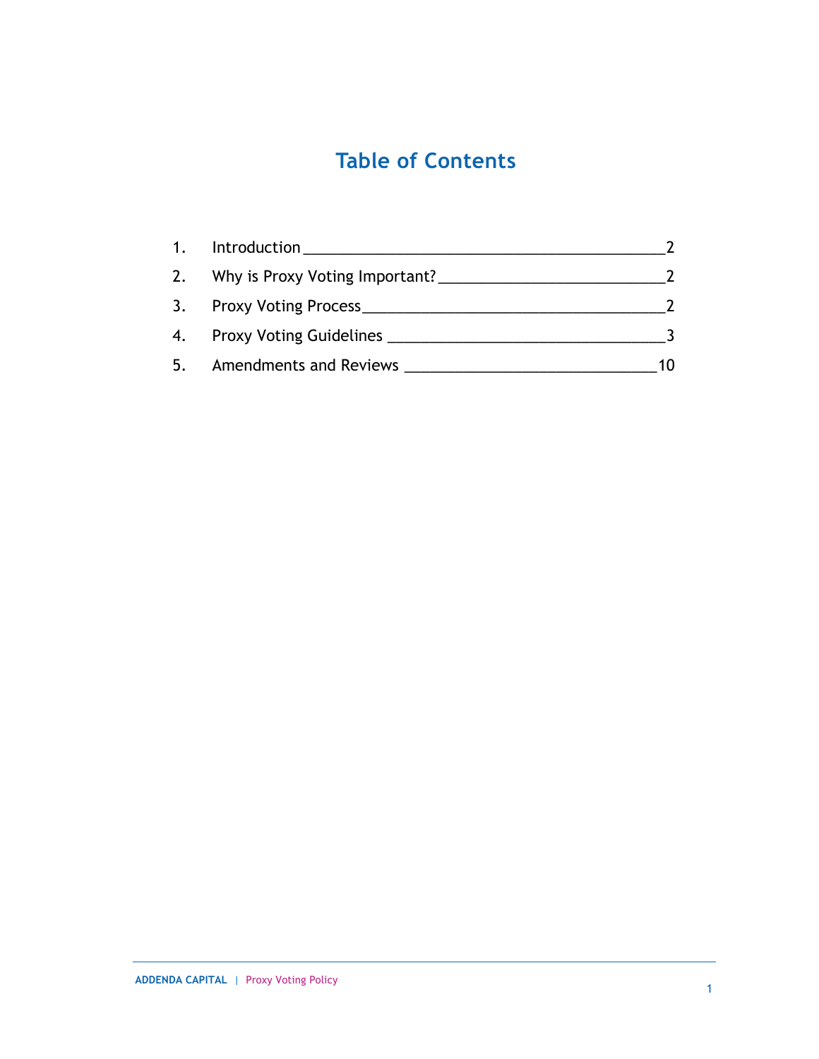# Table of Contents

1. Introduction ____________________________________________ 2
2. Why is Proxy Voting Important? ___________________________ 2
3. Proxy Voting Process ____________________________________ 2
4. Proxy Voting Guidelines _________________________________ 3
5. Amendments and Reviews _______________________________ 10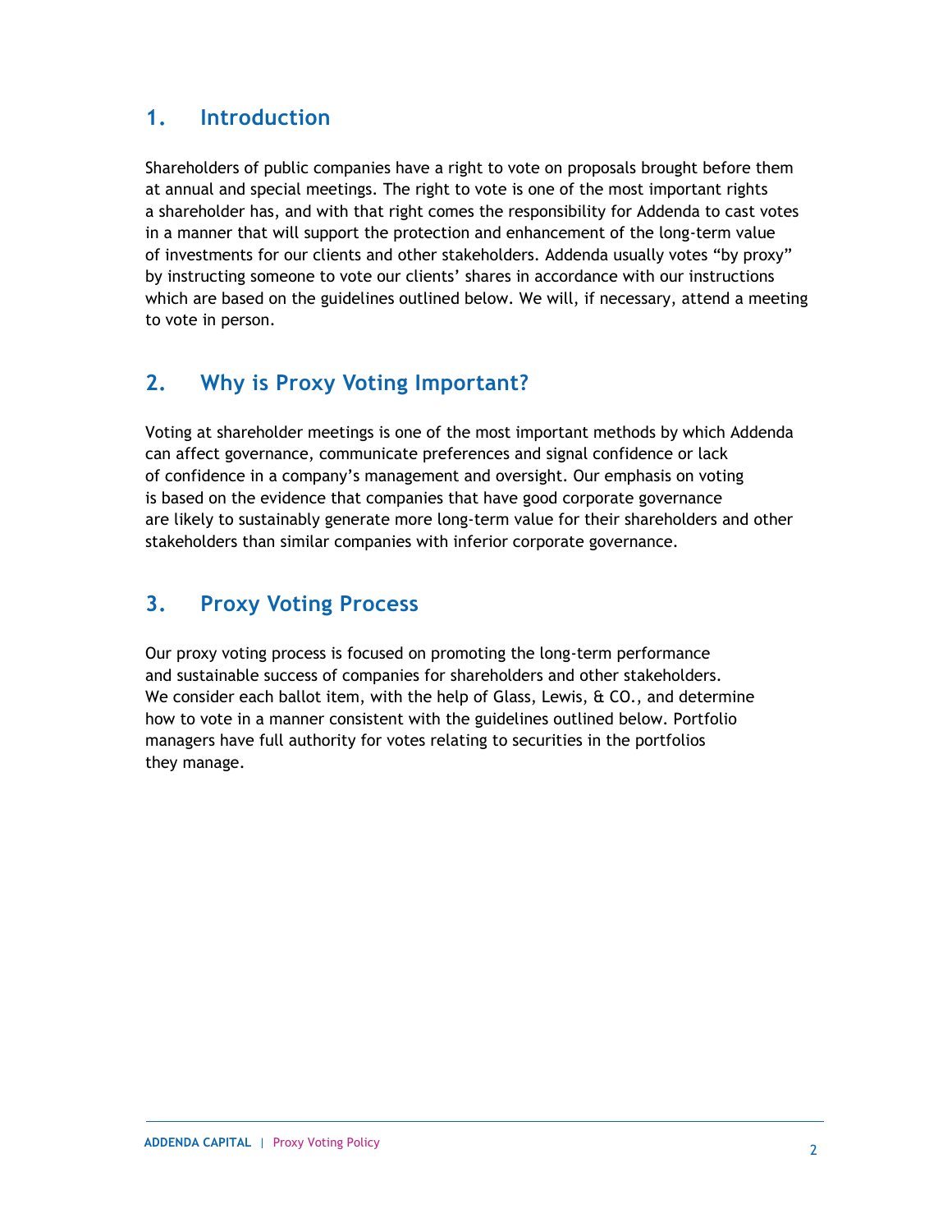## 1. Introduction

Shareholders of public companies have a right to vote on proposals brought before them at annual and special meetings. The right to vote is one of the most important rights a shareholder has, and with that right comes the responsibility for Addenda to cast votes in a manner that will support the protection and enhancement of the long-term value of investments for our clients and other stakeholders. Addenda usually votes "by proxy" by instructing someone to vote our clients' shares in accordance with our instructions which are based on the guidelines outlined below. We will, if necessary, attend a meeting to vote in person.

## 2. Why is Proxy Voting Important?

Voting at shareholder meetings is one of the most important methods by which Addenda can affect governance, communicate preferences and signal confidence or lack of confidence in a company's management and oversight. Our emphasis on voting is based on the evidence that companies that have good corporate governance are likely to sustainably generate more long-term value for their shareholders and other stakeholders than similar companies with inferior corporate governance.

## 3. Proxy Voting Process

Our proxy voting process is focused on promoting the long-term performance and sustainable success of companies for shareholders and other stakeholders. We consider each ballot item, with the help of Glass, Lewis, & CO., and determine how to vote in a manner consistent with the guidelines outlined below. Portfolio managers have full authority for votes relating to securities in the portfolios they manage.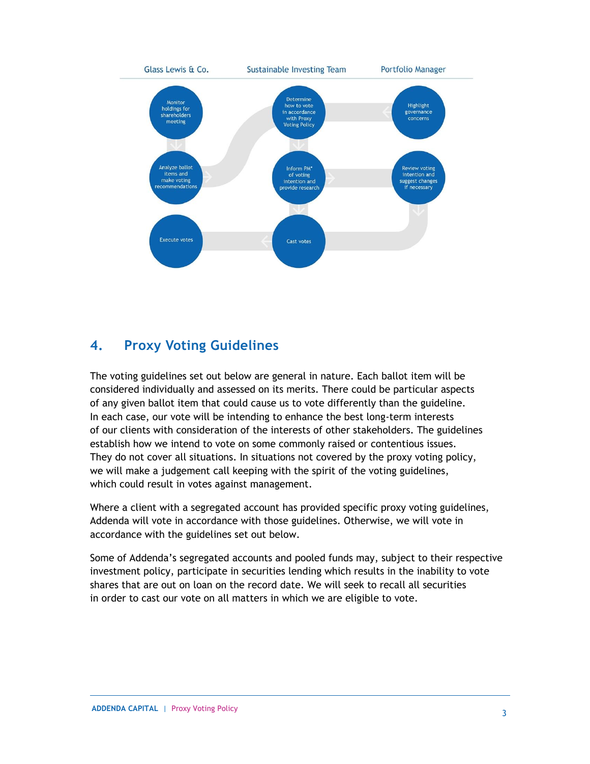Glass Lewis & Co. | Sustainable Investing Team | Portfolio Manager

- Monitor holdings for shareholders meeting
- Analyze ballot items and make voting recommendations
- Determine how to vote in accordance with Proxy Voting Policy
- Highlight governance concerns
- Inform PM* of voting intention and provide research
- Review voting intention and suggest changes if necessary
- Cast votes
- Execute votes

## 4. Proxy Voting Guidelines

The voting guidelines set out below are general in nature. Each ballot item will be considered individually and assessed on its merits. There could be particular aspects of any given ballot item that could cause us to vote differently than the guideline. In each case, our vote will be intending to enhance the best long-term interests of our clients with consideration of the interests of other stakeholders. The guidelines establish how we intend to vote on some commonly raised or contentious issues. They do not cover all situations. In situations not covered by the proxy voting policy, we will make a judgement call keeping with the spirit of the voting guidelines, which could result in votes against management.

Where a client with a segregated account has provided specific proxy voting guidelines, Addenda will vote in accordance with those guidelines. Otherwise, we will vote in accordance with the guidelines set out below.

Some of Addenda's segregated accounts and pooled funds may, subject to their respective investment policy, participate in securities lending which results in the inability to vote shares that are out on loan on the record date. We will seek to recall all securities in order to cast our vote on all matters in which we are eligible to vote.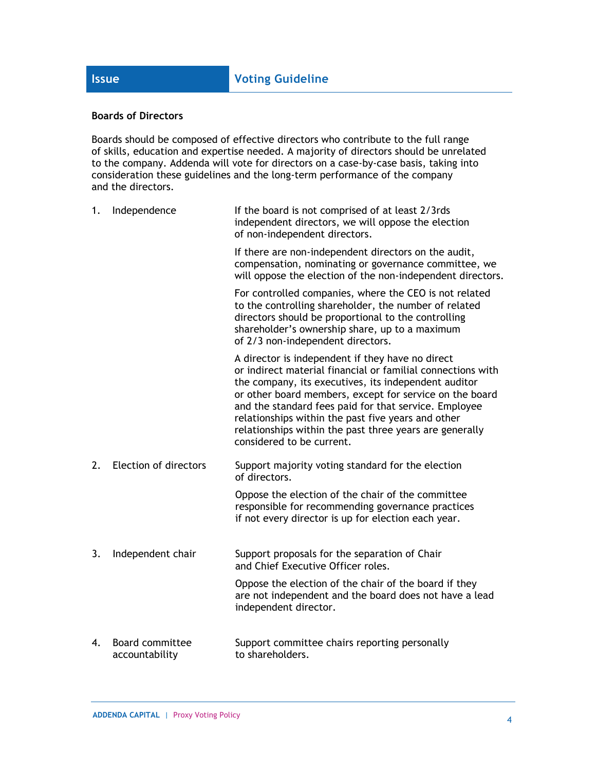| Issue | Voting Guideline |
|---|---|

**Boards of Directors**

Boards should be composed of effective directors who contribute to the full range of skills, education and expertise needed. A majority of directors should be unrelated to the company. Addenda will vote for directors on a case-by-case basis, taking into consideration these guidelines and the long-term performance of the company and the directors.

| | |
|---|---|
| 1. Independence | If the board is not comprised of at least 2/3rds independent directors, we will oppose the election of non-independent directors. |
| | If there are non-independent directors on the audit, compensation, nominating or governance committee, we will oppose the election of the non-independent directors. |
| | For controlled companies, where the CEO is not related to the controlling shareholder, the number of related directors should be proportional to the controlling shareholder's ownership share, up to a maximum of 2/3 non-independent directors. |
| | A director is independent if they have no direct or indirect material financial or familial connections with the company, its executives, its independent auditor or other board members, except for service on the board and the standard fees paid for that service. Employee relationships within the past five years and other relationships within the past three years are generally considered to be current. |
| 2. Election of directors | Support majority voting standard for the election of directors. |
| | Oppose the election of the chair of the committee responsible for recommending governance practices if not every director is up for election each year. |
| 3. Independent chair | Support proposals for the separation of Chair and Chief Executive Officer roles. |
| | Oppose the election of the chair of the board if they are not independent and the board does not have a lead independent director. |
| 4. Board committee accountability | Support committee chairs reporting personally to shareholders. |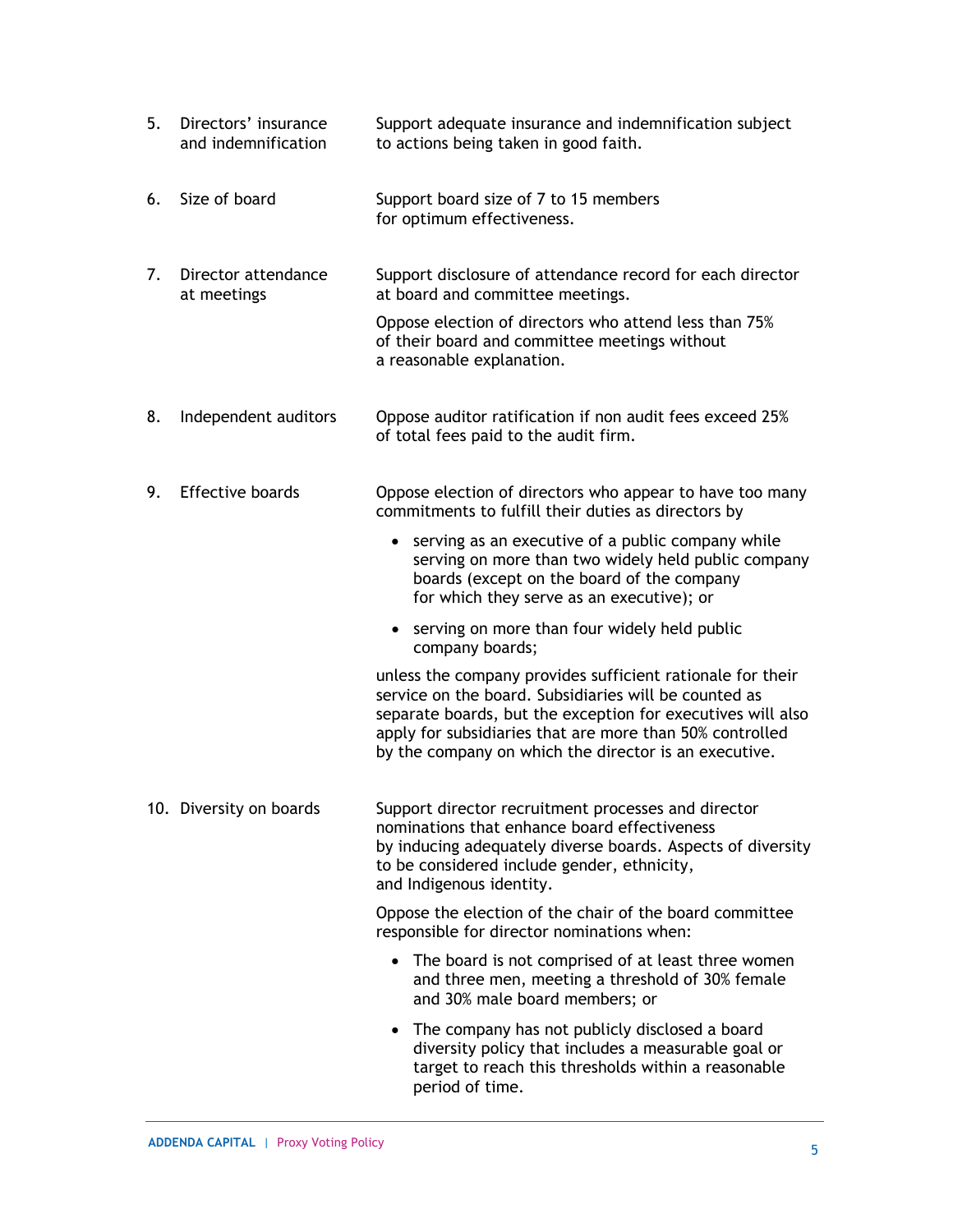| | | |
|---|---|---|
| 5. | Directors' insurance and indemnification | Support adequate insurance and indemnification subject to actions being taken in good faith. |
| 6. | Size of board | Support board size of 7 to 15 members for optimum effectiveness. |
| 7. | Director attendance at meetings | Support disclosure of attendance record for each director at board and committee meetings.<br><br>Oppose election of directors who attend less than 75% of their board and committee meetings without a reasonable explanation. |
| 8. | Independent auditors | Oppose auditor ratification if non audit fees exceed 25% of total fees paid to the audit firm. |
| 9. | Effective boards | Oppose election of directors who appear to have too many commitments to fulfill their duties as directors by<br><br>• serving as an executive of a public company while serving on more than two widely held public company boards (except on the board of the company for which they serve as an executive); or<br><br>• serving on more than four widely held public company boards;<br><br>unless the company provides sufficient rationale for their service on the board. Subsidiaries will be counted as separate boards, but the exception for executives will also apply for subsidiaries that are more than 50% controlled by the company on which the director is an executive. |
| 10. | Diversity on boards | Support director recruitment processes and director nominations that enhance board effectiveness by inducing adequately diverse boards. Aspects of diversity to be considered include gender, ethnicity, and Indigenous identity.<br><br>Oppose the election of the chair of the board committee responsible for director nominations when:<br><br>• The board is not comprised of at least three women and three men, meeting a threshold of 30% female and 30% male board members; or<br><br>• The company has not publicly disclosed a board diversity policy that includes a measurable goal or target to reach this thresholds within a reasonable period of time. |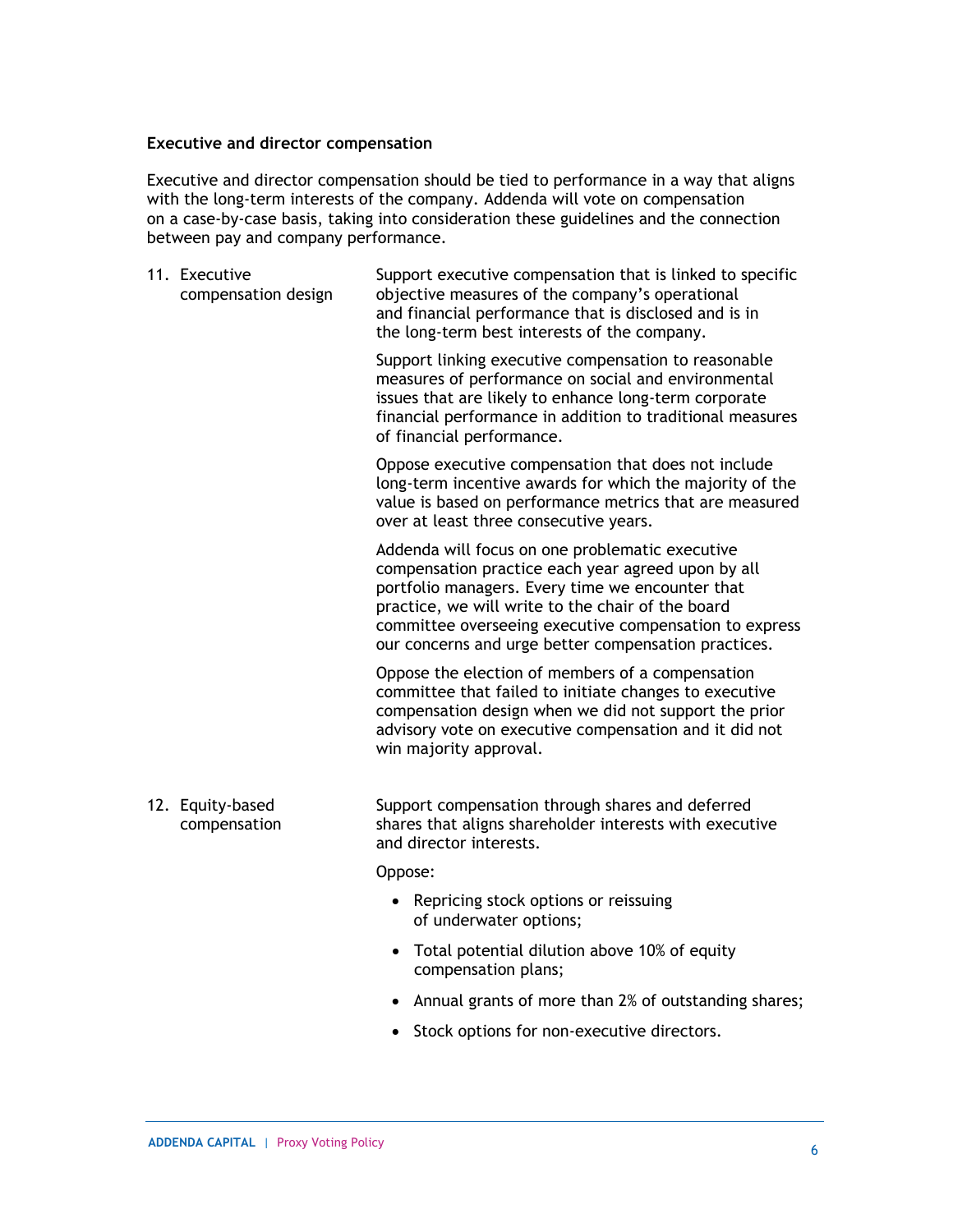**Executive and director compensation**

Executive and director compensation should be tied to performance in a way that aligns with the long-term interests of the company. Addenda will vote on compensation on a case-by-case basis, taking into consideration these guidelines and the connection between pay and company performance.

11. Executive compensation design

Support executive compensation that is linked to specific objective measures of the company's operational and financial performance that is disclosed and is in the long-term best interests of the company.

Support linking executive compensation to reasonable measures of performance on social and environmental issues that are likely to enhance long-term corporate financial performance in addition to traditional measures of financial performance.

Oppose executive compensation that does not include long-term incentive awards for which the majority of the value is based on performance metrics that are measured over at least three consecutive years.

Addenda will focus on one problematic executive compensation practice each year agreed upon by all portfolio managers. Every time we encounter that practice, we will write to the chair of the board committee overseeing executive compensation to express our concerns and urge better compensation practices.

Oppose the election of members of a compensation committee that failed to initiate changes to executive compensation design when we did not support the prior advisory vote on executive compensation and it did not win majority approval.

12. Equity-based compensation

Support compensation through shares and deferred shares that aligns shareholder interests with executive and director interests.

Oppose:

- Repricing stock options or reissuing of underwater options;
- Total potential dilution above 10% of equity compensation plans;
- Annual grants of more than 2% of outstanding shares;
- Stock options for non-executive directors.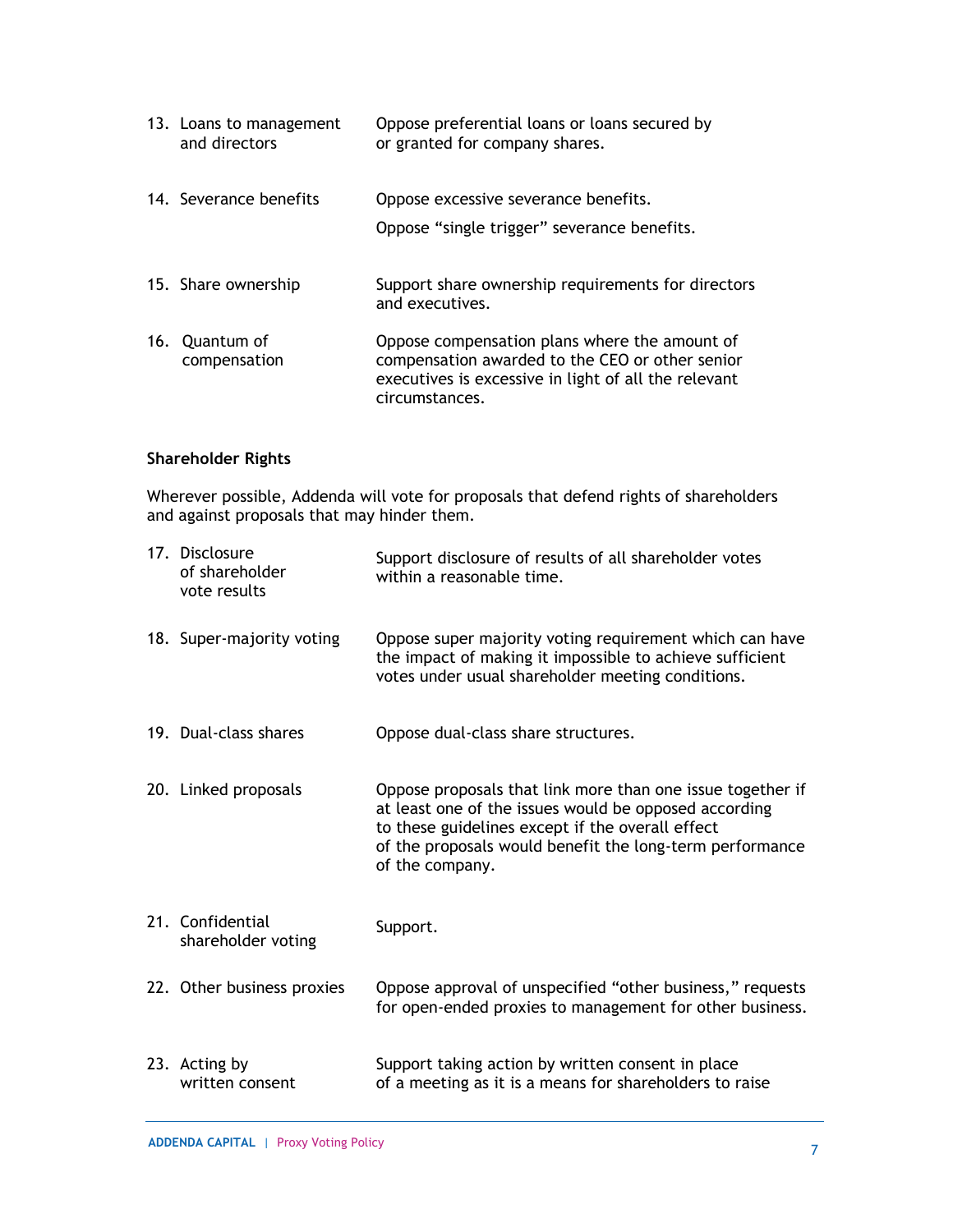| | |
|---|---|
| 13. Loans to management and directors | Oppose preferential loans or loans secured by or granted for company shares. |
| 14. Severance benefits | Oppose excessive severance benefits.<br>Oppose "single trigger" severance benefits. |
| 15. Share ownership | Support share ownership requirements for directors and executives. |
| 16. Quantum of compensation | Oppose compensation plans where the amount of compensation awarded to the CEO or other senior executives is excessive in light of all the relevant circumstances. |

**Shareholder Rights**

Wherever possible, Addenda will vote for proposals that defend rights of shareholders and against proposals that may hinder them.

| | |
|---|---|
| 17. Disclosure of shareholder vote results | Support disclosure of results of all shareholder votes within a reasonable time. |
| 18. Super-majority voting | Oppose super majority voting requirement which can have the impact of making it impossible to achieve sufficient votes under usual shareholder meeting conditions. |
| 19. Dual-class shares | Oppose dual-class share structures. |
| 20. Linked proposals | Oppose proposals that link more than one issue together if at least one of the issues would be opposed according to these guidelines except if the overall effect of the proposals would benefit the long-term performance of the company. |
| 21. Confidential shareholder voting | Support. |
| 22. Other business proxies | Oppose approval of unspecified "other business," requests for open-ended proxies to management for other business. |
| 23. Acting by written consent | Support taking action by written consent in place of a meeting as it is a means for shareholders to raise |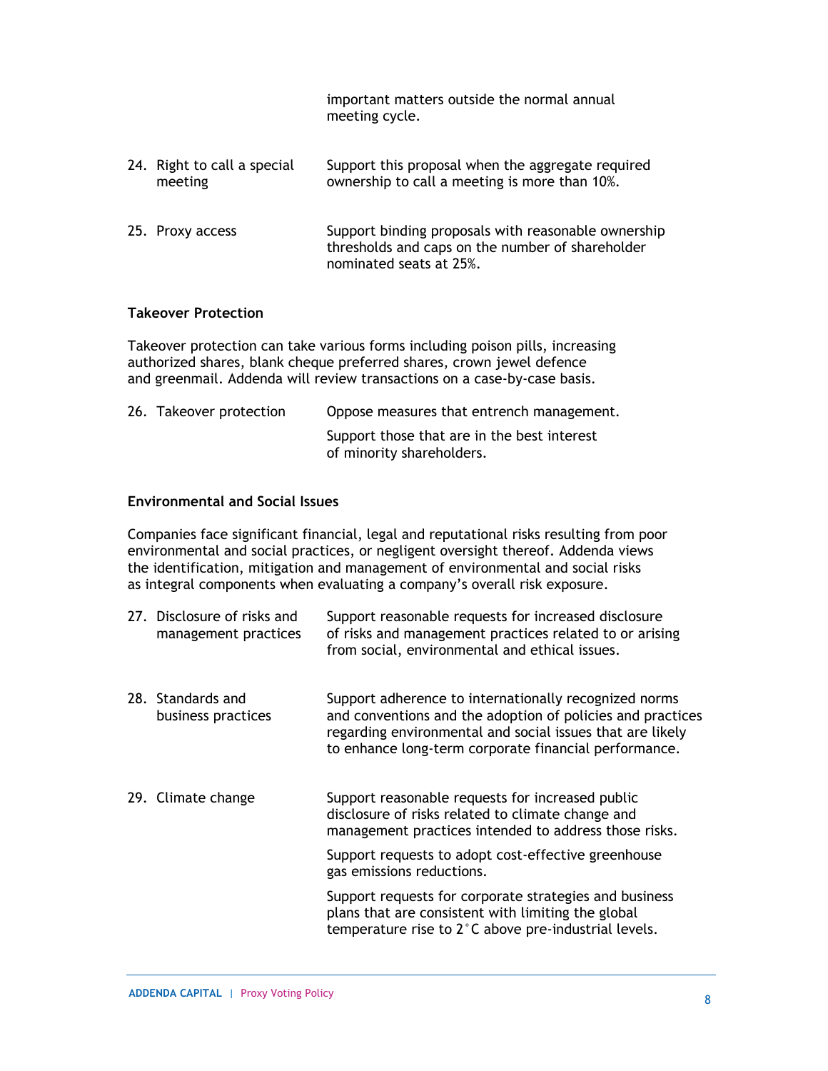important matters outside the normal annual meeting cycle.

| | |
|---|---|
| 24. Right to call a special meeting | Support this proposal when the aggregate required ownership to call a meeting is more than 10%. |
| 25. Proxy access | Support binding proposals with reasonable ownership thresholds and caps on the number of shareholder nominated seats at 25%. |

**Takeover Protection**

Takeover protection can take various forms including poison pills, increasing authorized shares, blank cheque preferred shares, crown jewel defence and greenmail. Addenda will review transactions on a case-by-case basis.

| | |
|---|---|
| 26. Takeover protection | Oppose measures that entrench management.<br><br>Support those that are in the best interest of minority shareholders. |

**Environmental and Social Issues**

Companies face significant financial, legal and reputational risks resulting from poor environmental and social practices, or negligent oversight thereof. Addenda views the identification, mitigation and management of environmental and social risks as integral components when evaluating a company's overall risk exposure.

| | |
|---|---|
| 27. Disclosure of risks and management practices | Support reasonable requests for increased disclosure of risks and management practices related to or arising from social, environmental and ethical issues. |
| 28. Standards and business practices | Support adherence to internationally recognized norms and conventions and the adoption of policies and practices regarding environmental and social issues that are likely to enhance long-term corporate financial performance. |
| 29. Climate change | Support reasonable requests for increased public disclosure of risks related to climate change and management practices intended to address those risks.<br><br>Support requests to adopt cost-effective greenhouse gas emissions reductions.<br><br>Support requests for corporate strategies and business plans that are consistent with limiting the global temperature rise to 2°C above pre-industrial levels. |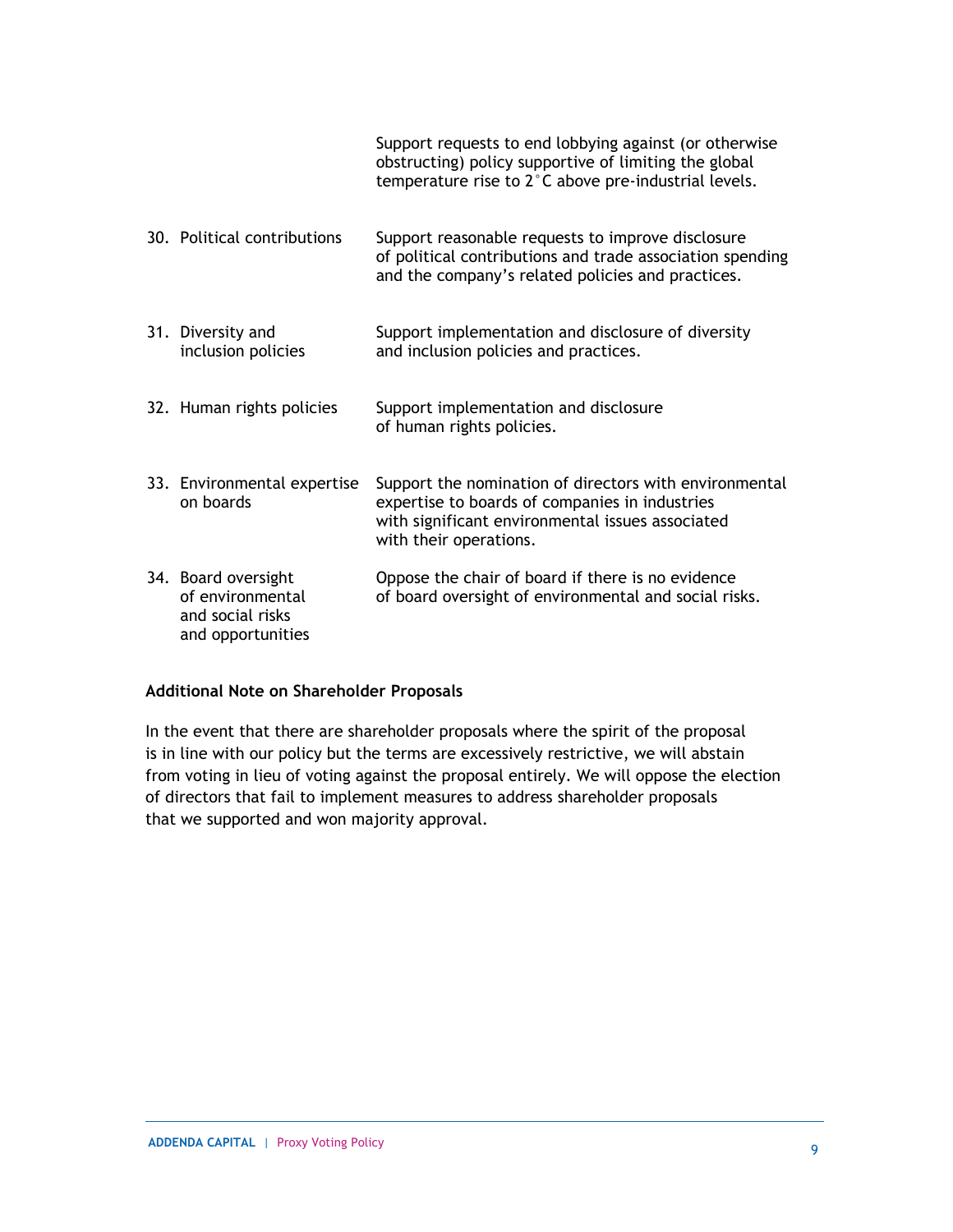| | |
|---|---|
| | Support requests to end lobbying against (or otherwise obstructing) policy supportive of limiting the global temperature rise to 2°C above pre-industrial levels. |
| 30. Political contributions | Support reasonable requests to improve disclosure of political contributions and trade association spending and the company's related policies and practices. |
| 31. Diversity and inclusion policies | Support implementation and disclosure of diversity and inclusion policies and practices. |
| 32. Human rights policies | Support implementation and disclosure of human rights policies. |
| 33. Environmental expertise on boards | Support the nomination of directors with environmental expertise to boards of companies in industries with significant environmental issues associated with their operations. |
| 34. Board oversight of environmental and social risks and opportunities | Oppose the chair of board if there is no evidence of board oversight of environmental and social risks. |

**Additional Note on Shareholder Proposals**

In the event that there are shareholder proposals where the spirit of the proposal is in line with our policy but the terms are excessively restrictive, we will abstain from voting in lieu of voting against the proposal entirely. We will oppose the election of directors that fail to implement measures to address shareholder proposals that we supported and won majority approval.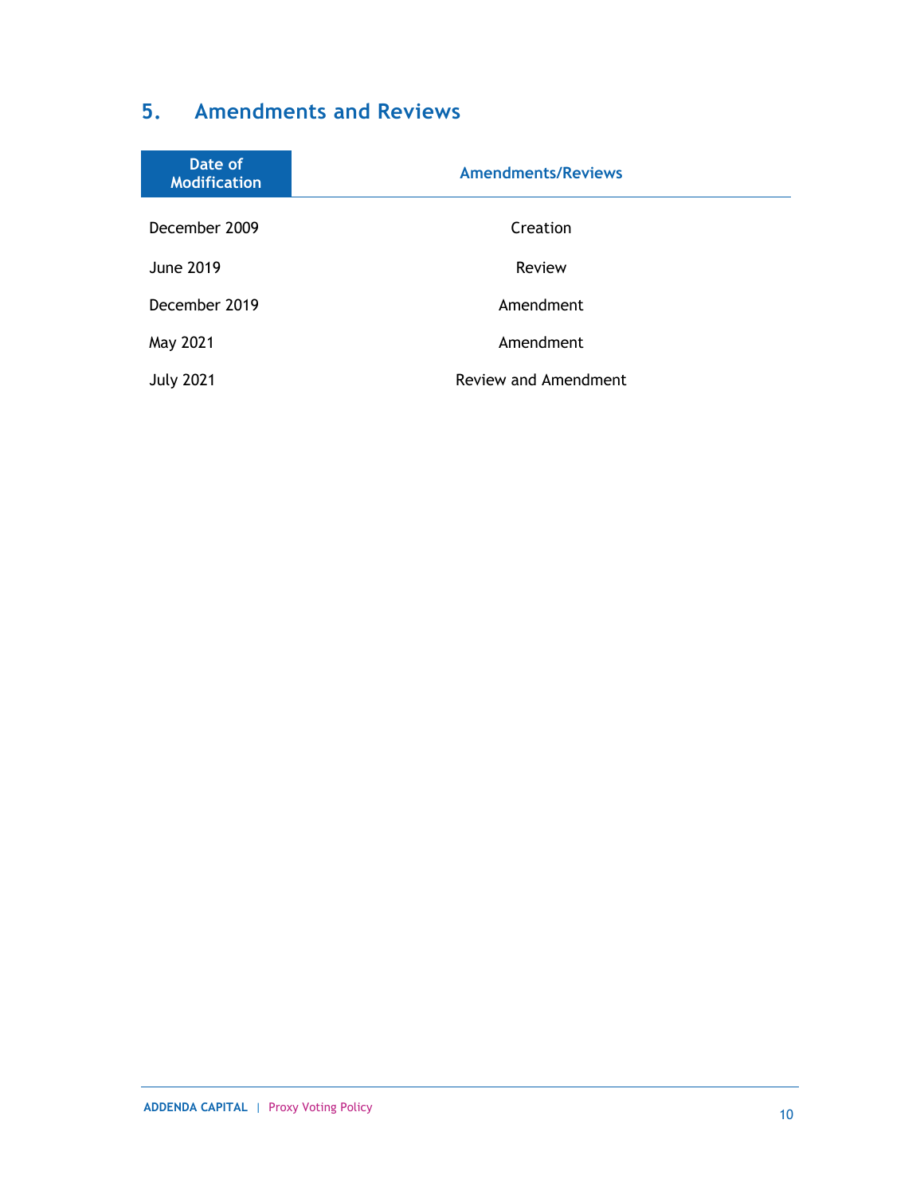## 5. Amendments and Reviews

| Date of Modification | Amendments/Reviews |
|---|---|
| December 2009 | Creation |
| June 2019 | Review |
| December 2019 | Amendment |
| May 2021 | Amendment |
| July 2021 | Review and Amendment |